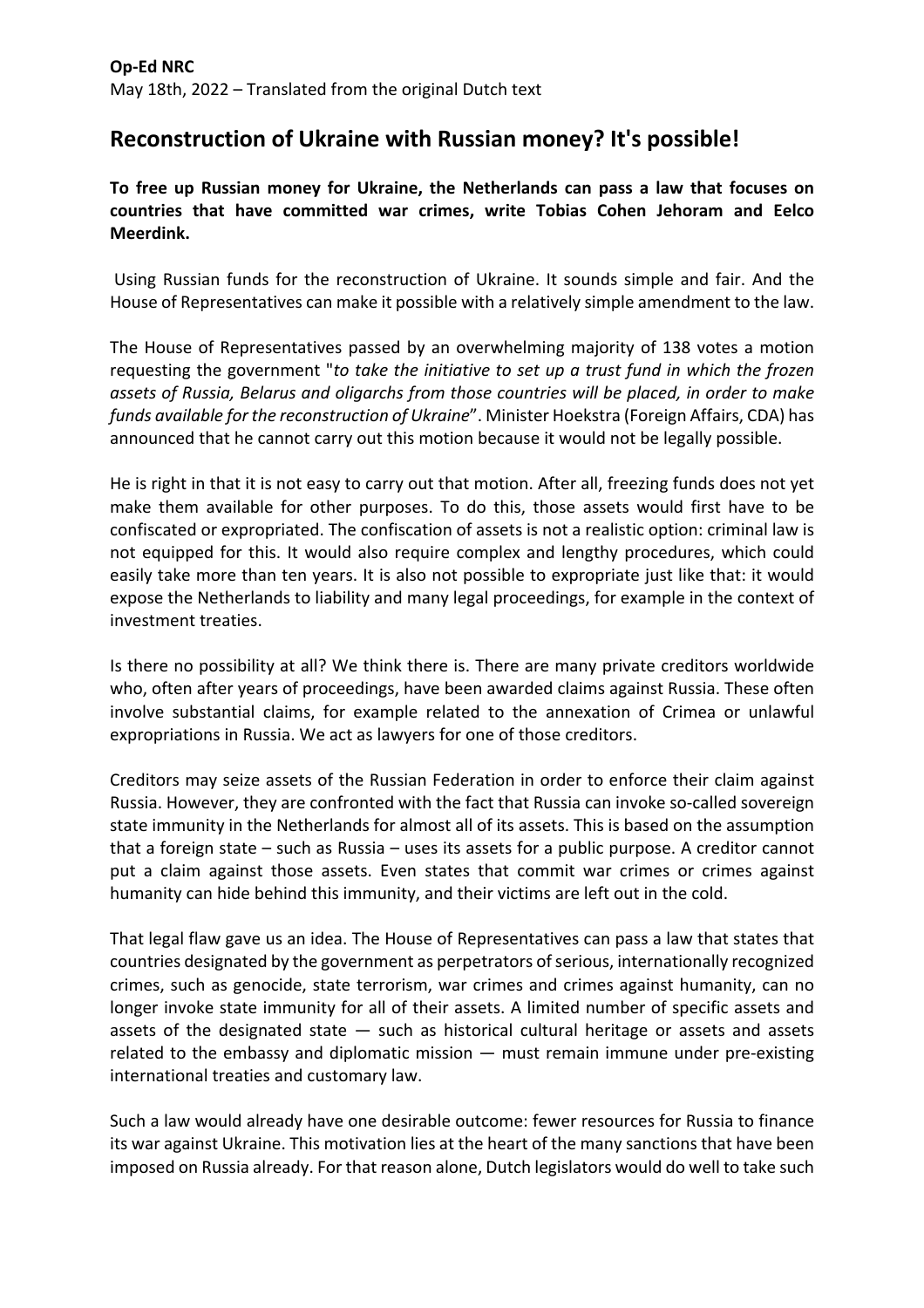**Op-Ed NRC**

May 18th, 2022 – Translated from the original Dutch text

## Reconstruction of Ukraine with Russian money? It's possible!

**To free up Russian money for Ukraine, the Netherlands can pass a law that focuses on countries that have committed war crimes, write Tobias Cohen Jehoram and Eelco Meerdink.**

Using Russian funds for the reconstruction of Ukraine. It sounds simple and fair. And the House of Representatives can make it possible with a relatively simple amendment to the law.

The House of Representatives passed by an overwhelming majority of 138 votes a motion requesting the government "*to take the initiative to set up a trust fund in which the frozen assets of Russia, Belarus and oligarchs from those countries will be placed, in order to make funds available for the reconstruction of Ukraine*". Minister Hoekstra (Foreign Affairs, CDA) has announced that he cannot carry out this motion because it would not be legally possible.

He is right in that it is not easy to carry out that motion. After all, freezing funds does not yet make them available for other purposes. To do this, those assets would first have to be confiscated or expropriated. The confiscation of assets is not a realistic option: criminal law is not equipped for this. It would also require complex and lengthy procedures, which could easily take more than ten years. It is also not possible to expropriate just like that: it would expose the Netherlands to liability and many legal proceedings, for example in the context of investment treaties.

Is there no possibility at all? We think there is. There are many private creditors worldwide who, often after years of proceedings, have been awarded claims against Russia. These often involve substantial claims, for example related to the annexation of Crimea or unlawful expropriations in Russia. We act as lawyers for one of those creditors.

Creditors may seize assets of the Russian Federation in order to enforce their claim against Russia. However, they are confronted with the fact that Russia can invoke so-called sovereign state immunity in the Netherlands for almost all of its assets. This is based on the assumption that a foreign state – such as Russia – uses its assets for a public purpose. A creditor cannot put a claim against those assets. Even states that commit war crimes or crimes against humanity can hide behind this immunity, and their victims are left out in the cold.

That legal flaw gave us an idea. The House of Representatives can pass a law that states that countries designated by the government as perpetrators of serious, internationally recognized crimes, such as genocide, state terrorism, war crimes and crimes against humanity, can no longer invoke state immunity for all of their assets. A limited number of specific assets and assets of the designated state — such as historical cultural heritage or assets and assets related to the embassy and diplomatic mission — must remain immune under pre-existing international treaties and customary law.

Such a law would already have one desirable outcome: fewer resources for Russia to finance its war against Ukraine. This motivation lies at the heart of the many sanctions that have been imposed on Russia already. For that reason alone, Dutch legislators would do well to take such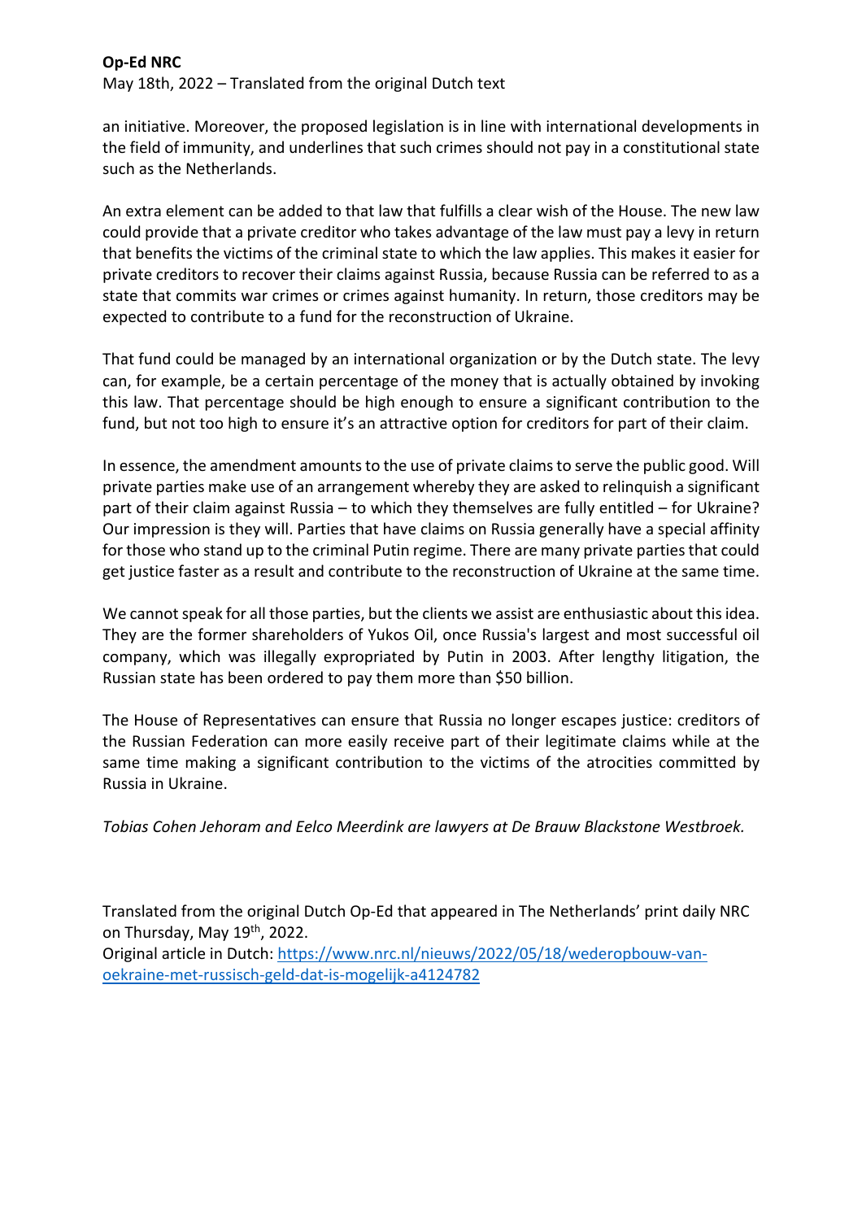an initiative. Moreover, the proposed legislation is in line with international developments in the field of immunity, and underlines that such crimes should not pay in a constitutional state such as the Netherlands.

An extra element can be added to that law that fulfills a clear wish of the House. The new law could provide that a private creditor who takes advantage of the law must pay a levy in return that benefits the victims of the criminal state to which the law applies. This makes it easier for private creditors to recover their claims against Russia, because Russia can be referred to as a state that commits war crimes or crimes against humanity. In return, those creditors may be expected to contribute to a fund for the reconstruction of Ukraine.

That fund could be managed by an international organization or by the Dutch state. The levy can, for example, be a certain percentage of the money that is actually obtained by invoking this law. That percentage should be high enough to ensure a significant contribution to the fund, but not too high to ensure it's an attractive option for creditors for part of their claim.

In essence, the amendment amounts to the use of private claims to serve the public good. Will private parties make use of an arrangement whereby they are asked to relinquish a significant part of their claim against Russia – to which they themselves are fully entitled – for Ukraine? Our impression is they will. Parties that have claims on Russia generally have a special affinity for those who stand up to the criminal Putin regime. There are many private parties that could get justice faster as a result and contribute to the reconstruction of Ukraine at the same time.

We cannot speak for all those parties, but the clients we assist are enthusiastic about this idea. They are the former shareholders of Yukos Oil, once Russia's largest and most successful oil company, which was illegally expropriated by Putin in 2003. After lengthy litigation, the Russian state has been ordered to pay them more than $50 billion.

The House of Representatives can ensure that Russia no longer escapes justice: creditors of the Russian Federation can more easily receive part of their legitimate claims while at the same time making a significant contribution to the victims of the atrocities committed by Russia in Ukraine.

*Tobias Cohen Jehoram and Eelco Meerdink are lawyers at De Brauw Blackstone Westbroek.*

Translated from the original Dutch Op-Ed that appeared in The Netherlands' print daily NRC on Thursday, May 19th, 2022.
Original article in Dutch: [https://www.nrc.nl/nieuws/2022/05/18/wederopbouw-van-oekraine-met-russisch-geld-dat-is-mogelijk-a4124782](https://www.nrc.nl/nieuws/2022/05/18/wederopbouw-van-oekraine-met-russisch-geld-dat-is-mogelijk-a4124782)